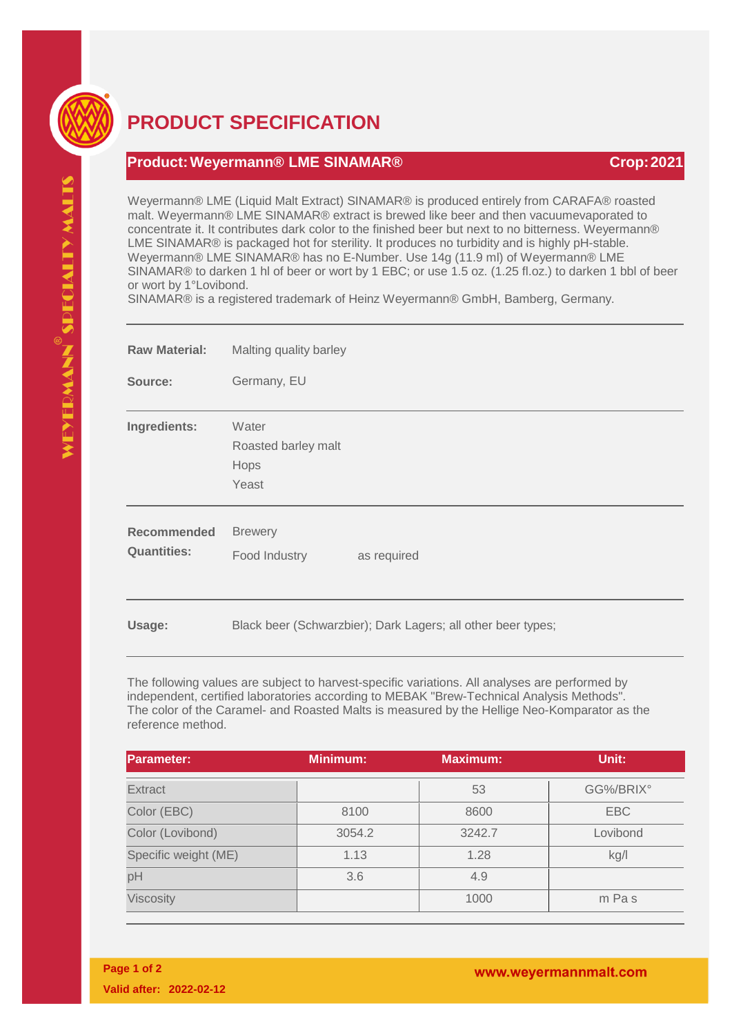# PRODUCT SPECIFICATION

## Product: Weyermann® LME SINAMAR® — Crop: 2021

Weyermann® LME (Liquid Malt Extract) SINAMAR® is produced entirely from CARAFA® roasted malt. Weyermann® LME SINAMAR® extract is brewed like beer and then vacuumevaporated to concentrate it. It contributes dark color to the finished beer but next to no bitterness. Weyermann® LME SINAMAR® is packaged hot for sterility. It produces no turbidity and is highly pH-stable. Weyermann® LME SINAMAR® has no E-Number. Use 14g (11.9 ml) of Weyermann® LME SINAMAR® to darken 1 hl of beer or wort by 1 EBC; or use 1.5 oz. (1.25 fl.oz.) to darken 1 bbl of beer or wort by 1°Lovibond.
SINAMAR® is a registered trademark of Heinz Weyermann® GmbH, Bamberg, Germany.

**Raw Material:** Malting quality barley

**Source:** Germany, EU

**Ingredients:**
- Water
- Roasted barley malt
- Hops
- Yeast

**Recommended Quantities:**
- Brewery
- Food Industry — as required

**Usage:** Black beer (Schwarzbier); Dark Lagers; all other beer types;

The following values are subject to harvest-specific variations. All analyses are performed by independent, certified laboratories according to MEBAK "Brew-Technical Analysis Methods". The color of the Caramel- and Roasted Malts is measured by the Hellige Neo-Komparator as the reference method.

| Parameter: | Minimum: | Maximum: | Unit: |
|---|---|---|---|
| Extract | | 53 | GG%/BRIX° |
| Color (EBC) | 8100 | 8600 | EBC |
| Color (Lovibond) | 3054.2 | 3242.7 | Lovibond |
| Specific weight (ME) | 1.13 | 1.28 | kg/l |
| pH | 3.6 | 4.9 | |
| Viscosity | | 1000 | m Pa s |

Valid after: 2022-02-12

www.weyermannmalt.com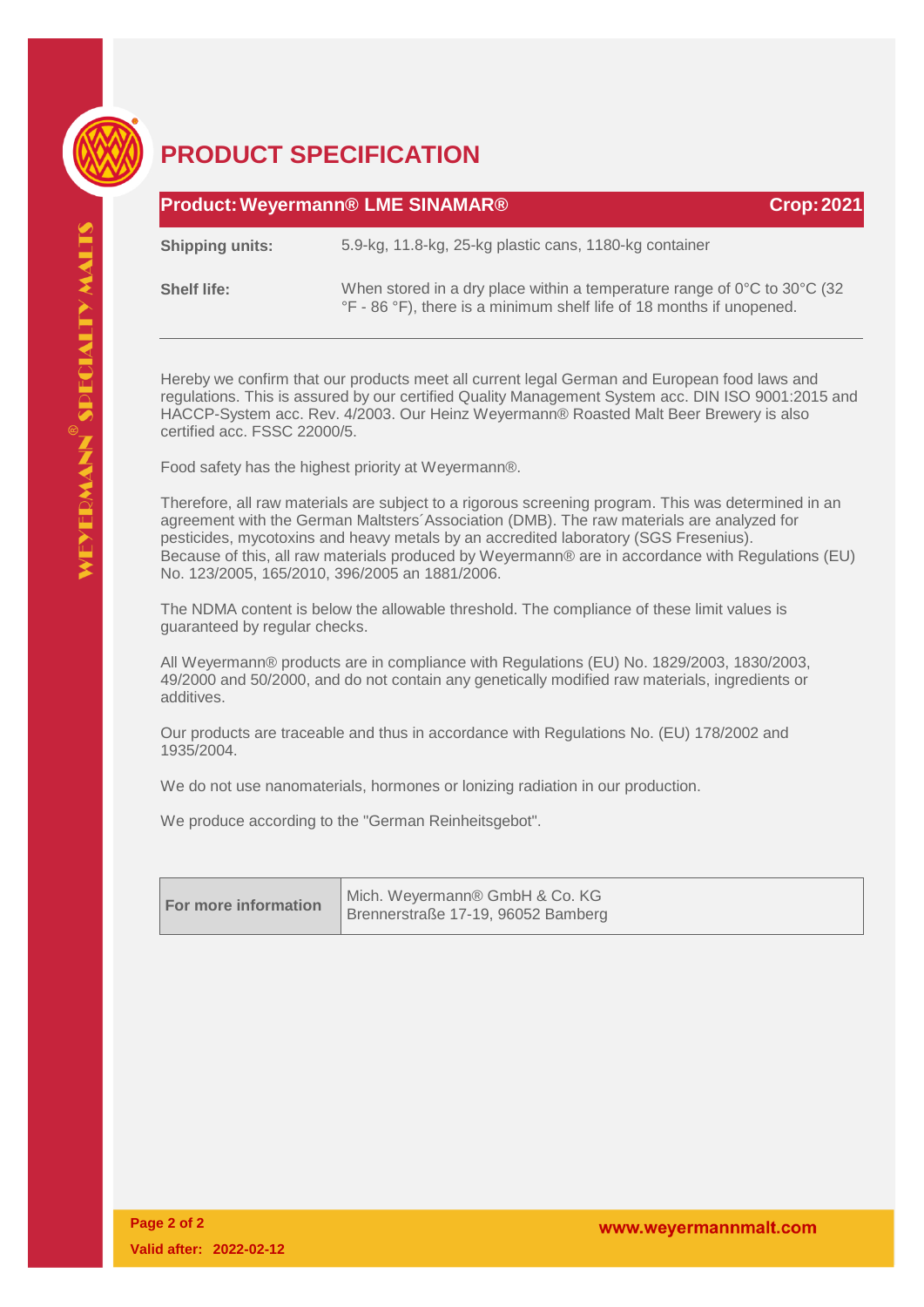# PRODUCT SPECIFICATION

| **Product: Weyermann® LME SINAMAR®** | **Crop: 2021** |
|---|---|
| **Shipping units:** | 5.9-kg, 11.8-kg, 25-kg plastic cans, 1180-kg container |
| **Shelf life:** | When stored in a dry place within a temperature range of 0°C to 30°C (32 °F - 86 °F), there is a minimum shelf life of 18 months if unopened. |

Hereby we confirm that our products meet all current legal German and European food laws and regulations. This is assured by our certified Quality Management System acc. DIN ISO 9001:2015 and HACCP-System acc. Rev. 4/2003. Our Heinz Weyermann® Roasted Malt Beer Brewery is also certified acc. FSSC 22000/5.

Food safety has the highest priority at Weyermann®.

Therefore, all raw materials are subject to a rigorous screening program. This was determined in an agreement with the German Maltsters´Association (DMB). The raw materials are analyzed for pesticides, mycotoxins and heavy metals by an accredited laboratory (SGS Fresenius).
Because of this, all raw materials produced by Weyermann® are in accordance with Regulations (EU) No. 123/2005, 165/2010, 396/2005 an 1881/2006.

The NDMA content is below the allowable threshold. The compliance of these limit values is guaranteed by regular checks.

All Weyermann® products are in compliance with Regulations (EU) No. 1829/2003, 1830/2003, 49/2000 and 50/2000, and do not contain any genetically modified raw materials, ingredients or additives.

Our products are traceable and thus in accordance with Regulations No. (EU) 178/2002 and 1935/2004.

We do not use nanomaterials, hormones or Ionizing radiation in our production.

We produce according to the "German Reinheitsgebot".

| | |
|---|---|
| **For more information** | Mich. Weyermann® GmbH & Co. KG<br>Brennerstraße 17-19, 96052 Bamberg |

**Valid after: 2022-02-12**